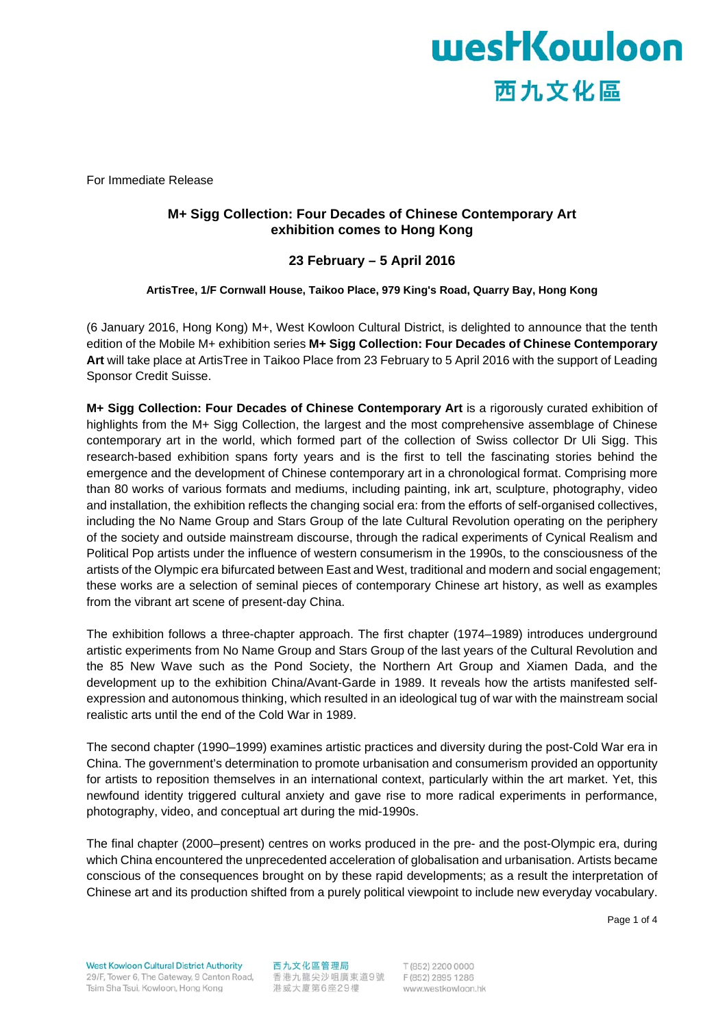For Immediate Release

## M+ Sigg Collection: Four Decades of Chinese Contemporary Art exhibition comes to Hong Kong

### 23 February – 5 April 2016

**ArtisTree, 1/F Cornwall House, Taikoo Place, 979 King's Road, Quarry Bay, Hong Kong**

(6 January 2016, Hong Kong) M+, West Kowloon Cultural District, is delighted to announce that the tenth edition of the Mobile M+ exhibition series **M+ Sigg Collection: Four Decades of Chinese Contemporary Art** will take place at ArtisTree in Taikoo Place from 23 February to 5 April 2016 with the support of Leading Sponsor Credit Suisse.

**M+ Sigg Collection: Four Decades of Chinese Contemporary Art** is a rigorously curated exhibition of highlights from the M+ Sigg Collection, the largest and the most comprehensive assemblage of Chinese contemporary art in the world, which formed part of the collection of Swiss collector Dr Uli Sigg. This research-based exhibition spans forty years and is the first to tell the fascinating stories behind the emergence and the development of Chinese contemporary art in a chronological format. Comprising more than 80 works of various formats and mediums, including painting, ink art, sculpture, photography, video and installation, the exhibition reflects the changing social era: from the efforts of self-organised collectives, including the No Name Group and Stars Group of the late Cultural Revolution operating on the periphery of the society and outside mainstream discourse, through the radical experiments of Cynical Realism and Political Pop artists under the influence of western consumerism in the 1990s, to the consciousness of the artists of the Olympic era bifurcated between East and West, traditional and modern and social engagement; these works are a selection of seminal pieces of contemporary Chinese art history, as well as examples from the vibrant art scene of present-day China.

The exhibition follows a three-chapter approach. The first chapter (1974–1989) introduces underground artistic experiments from No Name Group and Stars Group of the last years of the Cultural Revolution and the 85 New Wave such as the Pond Society, the Northern Art Group and Xiamen Dada, and the development up to the exhibition China/Avant-Garde in 1989. It reveals how the artists manifested self-expression and autonomous thinking, which resulted in an ideological tug of war with the mainstream social realistic arts until the end of the Cold War in 1989.

The second chapter (1990–1999) examines artistic practices and diversity during the post-Cold War era in China. The government's determination to promote urbanisation and consumerism provided an opportunity for artists to reposition themselves in an international context, particularly within the art market. Yet, this newfound identity triggered cultural anxiety and gave rise to more radical experiments in performance, photography, video, and conceptual art during the mid-1990s.

The final chapter (2000–present) centres on works produced in the pre- and the post-Olympic era, during which China encountered the unprecedented acceleration of globalisation and urbanisation. Artists became conscious of the consequences brought on by these rapid developments; as a result the interpretation of Chinese art and its production shifted from a purely political viewpoint to include new everyday vocabulary.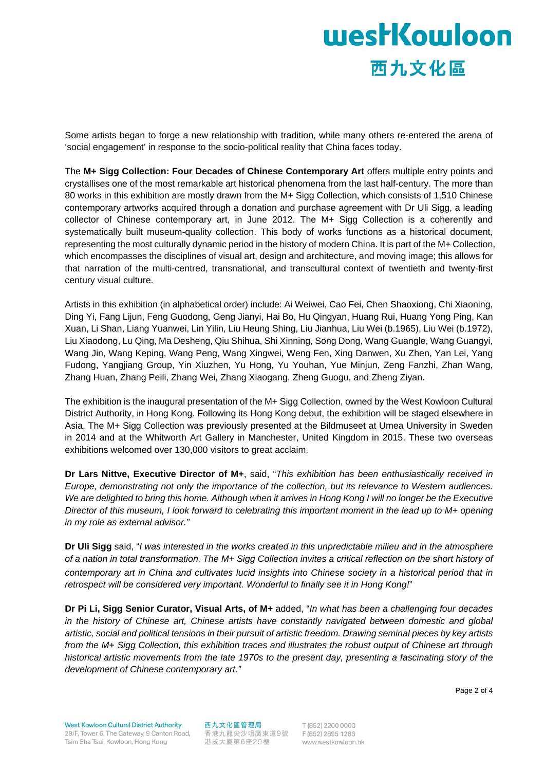Some artists began to forge a new relationship with tradition, while many others re-entered the arena of 'social engagement' in response to the socio-political reality that China faces today.

The **M+ Sigg Collection: Four Decades of Chinese Contemporary Art** offers multiple entry points and crystallises one of the most remarkable art historical phenomena from the last half-century. The more than 80 works in this exhibition are mostly drawn from the M+ Sigg Collection, which consists of 1,510 Chinese contemporary artworks acquired through a donation and purchase agreement with Dr Uli Sigg, a leading collector of Chinese contemporary art, in June 2012. The M+ Sigg Collection is a coherently and systematically built museum-quality collection. This body of works functions as a historical document, representing the most culturally dynamic period in the history of modern China. It is part of the M+ Collection, which encompasses the disciplines of visual art, design and architecture, and moving image; this allows for that narration of the multi-centred, transnational, and transcultural context of twentieth and twenty-first century visual culture.

Artists in this exhibition (in alphabetical order) include: Ai Weiwei, Cao Fei, Chen Shaoxiong, Chi Xiaoning, Ding Yi, Fang Lijun, Feng Guodong, Geng Jianyi, Hai Bo, Hu Qingyan, Huang Rui, Huang Yong Ping, Kan Xuan, Li Shan, Liang Yuanwei, Lin Yilin, Liu Heung Shing, Liu Jianhua, Liu Wei (b.1965), Liu Wei (b.1972), Liu Xiaodong, Lu Qing, Ma Desheng, Qiu Shihua, Shi Xinning, Song Dong, Wang Guangle, Wang Guangyi, Wang Jin, Wang Keping, Wang Peng, Wang Xingwei, Weng Fen, Xing Danwen, Xu Zhen, Yan Lei, Yang Fudong, Yangjiang Group, Yin Xiuzhen, Yu Hong, Yu Youhan, Yue Minjun, Zeng Fanzhi, Zhan Wang, Zhang Huan, Zhang Peili, Zhang Wei, Zhang Xiaogang, Zheng Guogu, and Zheng Ziyan.

The exhibition is the inaugural presentation of the M+ Sigg Collection, owned by the West Kowloon Cultural District Authority, in Hong Kong. Following its Hong Kong debut, the exhibition will be staged elsewhere in Asia. The M+ Sigg Collection was previously presented at the Bildmuseet at Umea University in Sweden in 2014 and at the Whitworth Art Gallery in Manchester, United Kingdom in 2015. These two overseas exhibitions welcomed over 130,000 visitors to great acclaim.

**Dr Lars Nittve, Executive Director of M+**, said, "*This exhibition has been enthusiastically received in Europe, demonstrating not only the importance of the collection, but its relevance to Western audiences. We are delighted to bring this home. Although when it arrives in Hong Kong I will no longer be the Executive Director of this museum, I look forward to celebrating this important moment in the lead up to M+ opening in my role as external advisor.*"

**Dr Uli Sigg** said, "*I was interested in the works created in this unpredictable milieu and in the atmosphere of a nation in total transformation. The M+ Sigg Collection invites a critical reflection on the short history of contemporary art in China and cultivates lucid insights into Chinese society in a historical period that in retrospect will be considered very important. Wonderful to finally see it in Hong Kong!*"

**Dr Pi Li, Sigg Senior Curator, Visual Arts, of M+** added, "*In what has been a challenging four decades in the history of Chinese art, Chinese artists have constantly navigated between domestic and global artistic, social and political tensions in their pursuit of artistic freedom. Drawing seminal pieces by key artists from the M+ Sigg Collection, this exhibition traces and illustrates the robust output of Chinese art through historical artistic movements from the late 1970s to the present day, presenting a fascinating story of the development of Chinese contemporary art.*"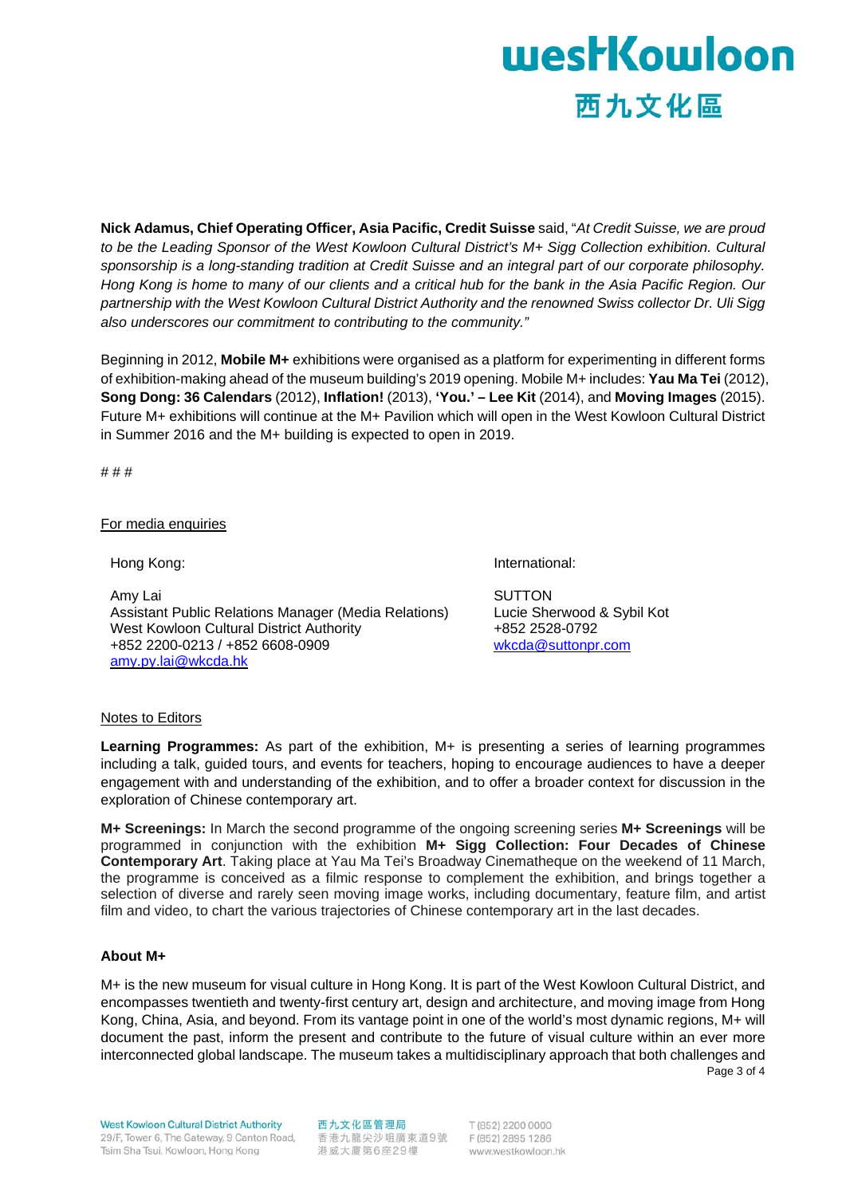**Nick Adamus, Chief Operating Officer, Asia Pacific, Credit Suisse** said, "*At Credit Suisse, we are proud to be the Leading Sponsor of the West Kowloon Cultural District's M+ Sigg Collection exhibition. Cultural sponsorship is a long-standing tradition at Credit Suisse and an integral part of our corporate philosophy. Hong Kong is home to many of our clients and a critical hub for the bank in the Asia Pacific Region. Our partnership with the West Kowloon Cultural District Authority and the renowned Swiss collector Dr. Uli Sigg also underscores our commitment to contributing to the community.*"

Beginning in 2012, **Mobile M+** exhibitions were organised as a platform for experimenting in different forms of exhibition-making ahead of the museum building's 2019 opening. Mobile M+ includes: **Yau Ma Tei** (2012), **Song Dong: 36 Calendars** (2012), **Inflation!** (2013), **'You.' – Lee Kit** (2014), and **Moving Images** (2015). Future M+ exhibitions will continue at the M+ Pavilion which will open in the West Kowloon Cultural District in Summer 2016 and the M+ building is expected to open in 2019.

# # #

For media enquiries

Hong Kong:

Amy Lai
Assistant Public Relations Manager (Media Relations)
West Kowloon Cultural District Authority
+852 2200-0213 / +852 6608-0909
amy.py.lai@wkcda.hk

International:

SUTTON
Lucie Sherwood & Sybil Kot
+852 2528-0792
wkcda@suttonpr.com

Notes to Editors

**Learning Programmes:** As part of the exhibition, M+ is presenting a series of learning programmes including a talk, guided tours, and events for teachers, hoping to encourage audiences to have a deeper engagement with and understanding of the exhibition, and to offer a broader context for discussion in the exploration of Chinese contemporary art.

**M+ Screenings:** In March the second programme of the ongoing screening series **M+ Screenings** will be programmed in conjunction with the exhibition **M+ Sigg Collection: Four Decades of Chinese Contemporary Art**. Taking place at Yau Ma Tei's Broadway Cinematheque on the weekend of 11 March, the programme is conceived as a filmic response to complement the exhibition, and brings together a selection of diverse and rarely seen moving image works, including documentary, feature film, and artist film and video, to chart the various trajectories of Chinese contemporary art in the last decades.

**About M+**

M+ is the new museum for visual culture in Hong Kong. It is part of the West Kowloon Cultural District, and encompasses twentieth and twenty-first century art, design and architecture, and moving image from Hong Kong, China, Asia, and beyond. From its vantage point in one of the world's most dynamic regions, M+ will document the past, inform the present and contribute to the future of visual culture within an ever more interconnected global landscape. The museum takes a multidisciplinary approach that both challenges and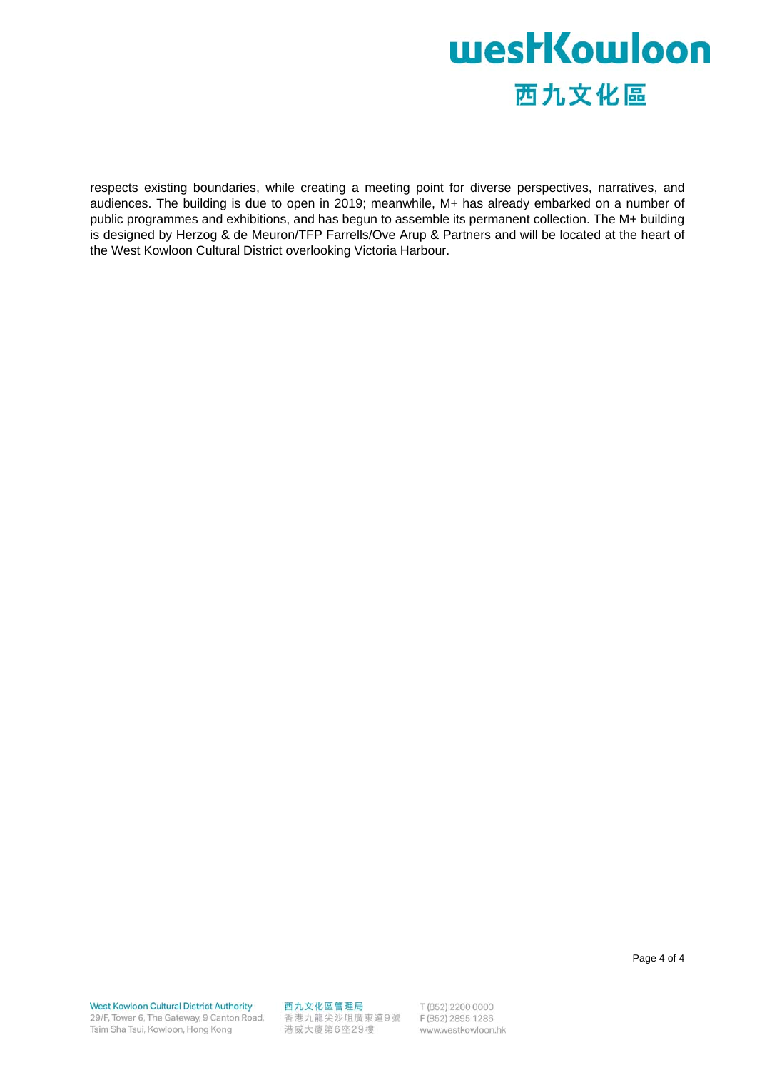respects existing boundaries, while creating a meeting point for diverse perspectives, narratives, and audiences. The building is due to open in 2019; meanwhile, M+ has already embarked on a number of public programmes and exhibitions, and has begun to assemble its permanent collection. The M+ building is designed by Herzog & de Meuron/TFP Farrells/Ove Arup & Partners and will be located at the heart of the West Kowloon Cultural District overlooking Victoria Harbour.